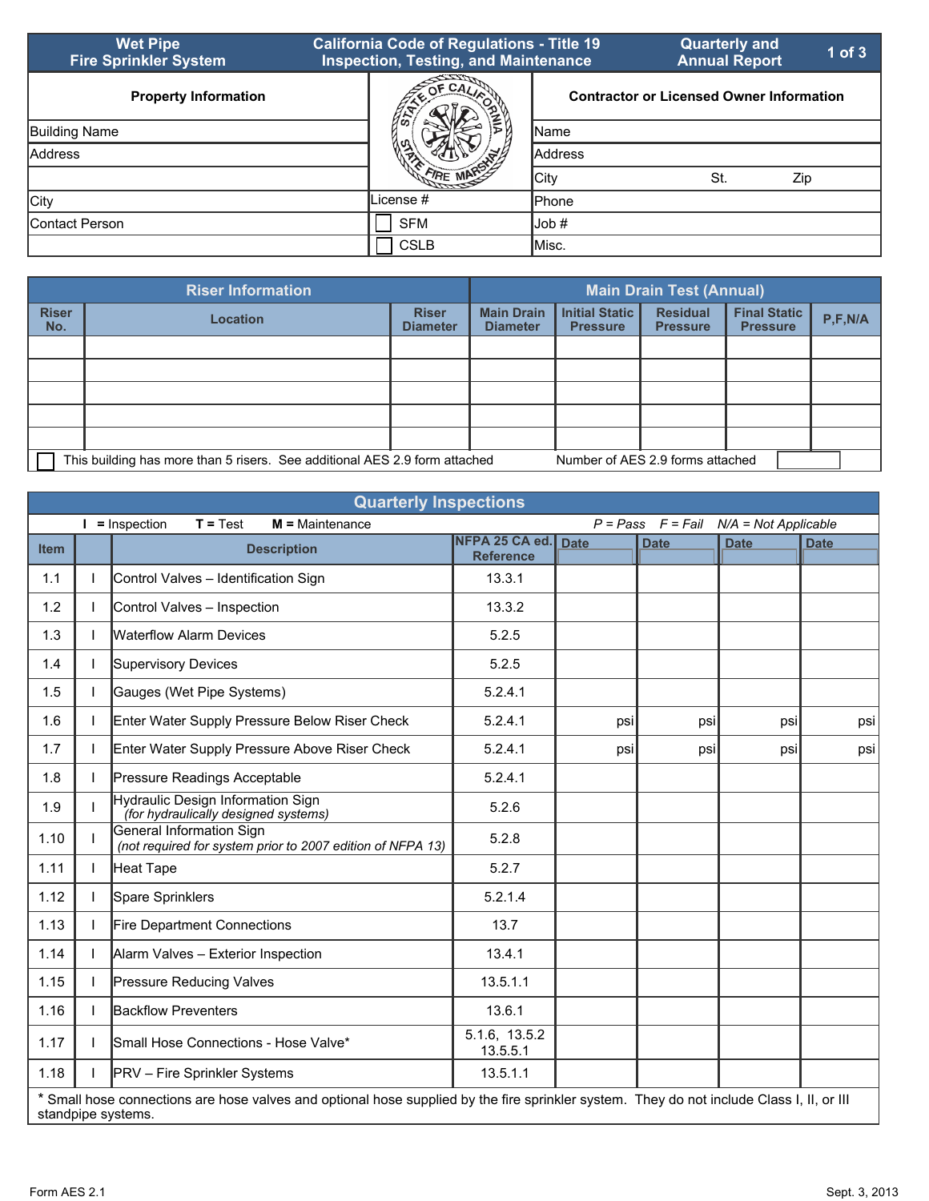# Wet Pipe Fire Sprinkler System

## California Code of Regulations - Title 19 Inspection, Testing, and Maintenance

## Quarterly and Annual Report

| Property Information | | Contractor or Licensed Owner Information |
|---|---|---|
| Building Name | | Name |
| Address | | Address |
| | | City St. Zip |
| City | License # | Phone |
| Contact Person | ☐ SFM | Job # |
| | ☐ CSLB | Misc. |

| Riser Information | | | Main Drain Test (Annual) | | | | |
|---|---|---|---|---|---|---|---|
| Riser No. | Location | Riser Diameter | Main Drain Diameter | Initial Static Pressure | Residual Pressure | Final Static Pressure | P,F,N/A |
| | | | | | | | |
| | | | | | | | |
| | | | | | | | |
| | | | | | | | |
| | | | | | | | |

☐ This building has more than 5 risers. See additional AES 2.9 form attached

Number of AES 2.9 forms attached ______

## Quarterly Inspections

**I** = Inspection **T** = Test **M** = Maintenance

*P = Pass F = Fail N/A = Not Applicable*

| Item | | Description | NFPA 25 CA ed. Reference | Date | Date | Date | Date |
|---|---|---|---|---|---|---|---|
| 1.1 | I | Control Valves – Identification Sign | 13.3.1 | | | | |
| 1.2 | I | Control Valves – Inspection | 13.3.2 | | | | |
| 1.3 | I | Waterflow Alarm Devices | 5.2.5 | | | | |
| 1.4 | I | Supervisory Devices | 5.2.5 | | | | |
| 1.5 | I | Gauges (Wet Pipe Systems) | 5.2.4.1 | | | | |
| 1.6 | I | Enter Water Supply Pressure Below Riser Check | 5.2.4.1 | psi | psi | psi | psi |
| 1.7 | I | Enter Water Supply Pressure Above Riser Check | 5.2.4.1 | psi | psi | psi | psi |
| 1.8 | I | Pressure Readings Acceptable | 5.2.4.1 | | | | |
| 1.9 | I | Hydraulic Design Information Sign *(for hydraulically designed systems)* | 5.2.6 | | | | |
| 1.10 | I | General Information Sign *(not required for system prior to 2007 edition of NFPA 13)* | 5.2.8 | | | | |
| 1.11 | I | Heat Tape | 5.2.7 | | | | |
| 1.12 | I | Spare Sprinklers | 5.2.1.4 | | | | |
| 1.13 | I | Fire Department Connections | 13.7 | | | | |
| 1.14 | I | Alarm Valves – Exterior Inspection | 13.4.1 | | | | |
| 1.15 | I | Pressure Reducing Valves | 13.5.1.1 | | | | |
| 1.16 | I | Backflow Preventers | 13.6.1 | | | | |
| 1.17 | I | Small Hose Connections - Hose Valve* | 5.1.6, 13.5.2 13.5.5.1 | | | | |
| 1.18 | I | PRV – Fire Sprinkler Systems | 13.5.1.1 | | | | |

* Small hose connections are hose valves and optional hose supplied by the fire sprinkler system. They do not include Class I, II, or III standpipe systems.

Form AES 2.1 Sept. 3, 2013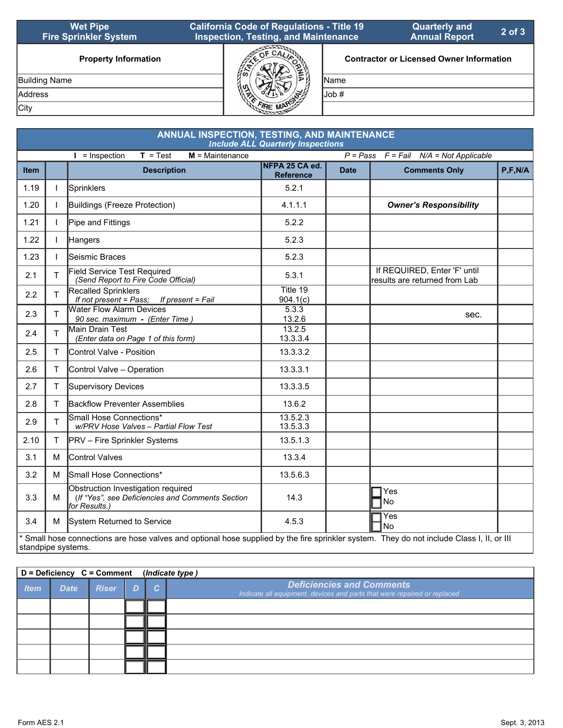| Wet Pipe Fire Sprinkler System | California Code of Regulations - Title 19 Inspection, Testing, and Maintenance | Quarterly and Annual Report |
|---|---|---|

| Property Information | | Contractor or Licensed Owner Information |
|---|---|---|
| Building Name | | Name |
| Address | | Job # |
| City | | |

## ANNUAL INSPECTION, TESTING, AND MAINTENANCE

*Include ALL Quarterly Inspections*

**I** = Inspection **T** = Test **M** = Maintenance *P = Pass F = Fail N/A = Not Applicable*

| Item | | Description | NFPA 25 CA ed. Reference | Date | Comments Only | P,F,N/A |
|---|---|---|---|---|---|---|
| 1.19 | I | Sprinklers | 5.2.1 | | | |
| 1.20 | I | Buildings (Freeze Protection) | 4.1.1.1 | | ***Owner's Responsibility*** | |
| 1.21 | I | Pipe and Fittings | 5.2.2 | | | |
| 1.22 | I | Hangers | 5.2.3 | | | |
| 1.23 | I | Seismic Braces | 5.2.3 | | | |
| 2.1 | T | Field Service Test Required *(Send Report to Fire Code Official)* | 5.3.1 | | If REQUIRED, Enter 'F' until results are returned from Lab | |
| 2.2 | T | Recalled Sprinklers *If not present = Pass; If present = Fail* | Title 19 904.1(c) | | | |
| 2.3 | T | Water Flow Alarm Devices *90 sec. maximum - (Enter Time )* | 5.3.3 13.2.6 | | sec. | |
| 2.4 | T | Main Drain Test *(Enter data on Page 1 of this form)* | 13.2.5 13.3.3.4 | | | |
| 2.5 | T | Control Valve - Position | 13.3.3.2 | | | |
| 2.6 | T | Control Valve – Operation | 13.3.3.1 | | | |
| 2.7 | T | Supervisory Devices | 13.3.3.5 | | | |
| 2.8 | T | Backflow Preventer Assemblies | 13.6.2 | | | |
| 2.9 | T | Small Hose Connections* *w/PRV Hose Valves – Partial Flow Test* | 13.5.2.3 13.5.3.3 | | | |
| 2.10 | T | PRV – Fire Sprinkler Systems | 13.5.1.3 | | | |
| 3.1 | M | Control Valves | 13.3.4 | | | |
| 3.2 | M | Small Hose Connections* | 13.5.6.3 | | | |
| 3.3 | M | Obstruction Investigation required *(If "Yes", see Deficiencies and Comments Section for Results.)* | 14.3 | | ☐ Yes ☐ No | |
| 3.4 | M | System Returned to Service | 4.5.3 | | ☐ Yes ☐ No | |

* Small hose connections are hose valves and optional hose supplied by the fire sprinkler system. They do not include Class I, II, or III standpipe systems.

**D = Deficiency C = Comment** (***Indicate type***)

| Item | Date | Riser | D | C | Deficiencies and Comments *Indicate all equipment, devices and parts that were repaired or replaced* |
|---|---|---|---|---|---|
| | | | ☐ | ☐ | |
| | | | ☐ | ☐ | |
| | | | ☐ | ☐ | |
| | | | ☐ | ☐ | |
| | | | ☐ | ☐ | |

Form AES 2.1 Sept. 3, 2013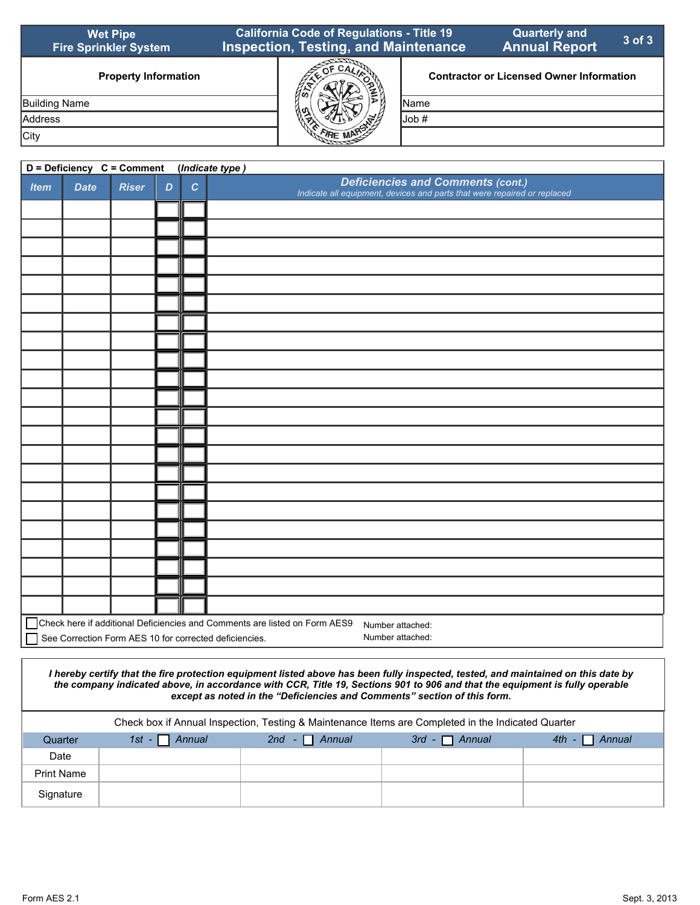| Wet Pipe Fire Sprinkler System | California Code of Regulations - Title 19 Inspection, Testing, and Maintenance | Quarterly and Annual Report |
|---|---|---|

| Property Information | | Contractor or Licensed Owner Information |
|---|---|---|
| Building Name | | Name |
| Address | | Job # |
| City | | |

D = Deficiency C = Comment (*Indicate type*)

| Item | Date | Riser | D | C | Deficiencies and Comments (cont.) *Indicate all equipment, devices and parts that were repaired or replaced* |
|---|---|---|---|---|---|
| | | | ☐ | ☐ | |
| | | | ☐ | ☐ | |
| | | | ☐ | ☐ | |
| | | | ☐ | ☐ | |
| | | | ☐ | ☐ | |
| | | | ☐ | ☐ | |
| | | | ☐ | ☐ | |
| | | | ☐ | ☐ | |
| | | | ☐ | ☐ | |
| | | | ☐ | ☐ | |
| | | | ☐ | ☐ | |
| | | | ☐ | ☐ | |
| | | | ☐ | ☐ | |
| | | | ☐ | ☐ | |
| | | | ☐ | ☐ | |
| | | | ☐ | ☐ | |
| | | | ☐ | ☐ | |
| | | | ☐ | ☐ | |
| | | | ☐ | ☐ | |
| | | | ☐ | ☐ | |
| | | | ☐ | ☐ | |
| | | | ☐ | ☐ | |

☐ Check here if additional Deficiencies and Comments are listed on Form AES9 — Number attached:

☐ See Correction Form AES 10 for corrected deficiencies. — Number attached:

***I hereby certify that the fire protection equipment listed above has been fully inspected, tested, and maintained on this date by the company indicated above, in accordance with CCR, Title 19, Sections 901 to 906 and that the equipment is fully operable except as noted in the "Deficiencies and Comments" section of this form.***

Check box if Annual Inspection, Testing & Maintenance Items are Completed in the Indicated Quarter

| Quarter | *1st* - ☐ *Annual* | *2nd* - ☐ *Annual* | *3rd* - ☐ *Annual* | *4th* - ☐ *Annual* |
|---|---|---|---|---|
| Date | | | | |
| Print Name | | | | |
| Signature | | | | |

Form AES 2.1 Sept. 3, 2013